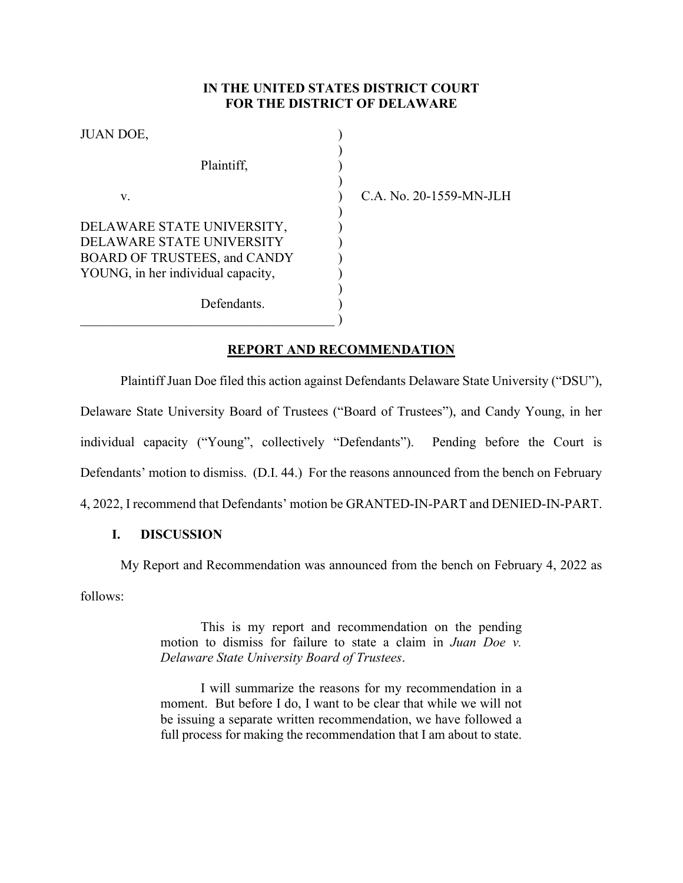**IN THE UNITED STATES DISTRICT COURT**
**FOR THE DISTRICT OF DELAWARE**

JUAN DOE,

Plaintiff,

v.

DELAWARE STATE UNIVERSITY, DELAWARE STATE UNIVERSITY BOARD OF TRUSTEES, and CANDY YOUNG, in her individual capacity,

Defendants.

C.A. No. 20-1559-MN-JLH

**REPORT AND RECOMMENDATION**

Plaintiff Juan Doe filed this action against Defendants Delaware State University ("DSU"), Delaware State University Board of Trustees ("Board of Trustees"), and Candy Young, in her individual capacity ("Young", collectively "Defendants"). Pending before the Court is Defendants' motion to dismiss. (D.I. 44.) For the reasons announced from the bench on February 4, 2022, I recommend that Defendants' motion be GRANTED-IN-PART and DENIED-IN-PART.

## I. DISCUSSION

My Report and Recommendation was announced from the bench on February 4, 2022 as follows:

> This is my report and recommendation on the pending motion to dismiss for failure to state a claim in *Juan Doe v. Delaware State University Board of Trustees*.
>
> I will summarize the reasons for my recommendation in a moment. But before I do, I want to be clear that while we will not be issuing a separate written recommendation, we have followed a full process for making the recommendation that I am about to state.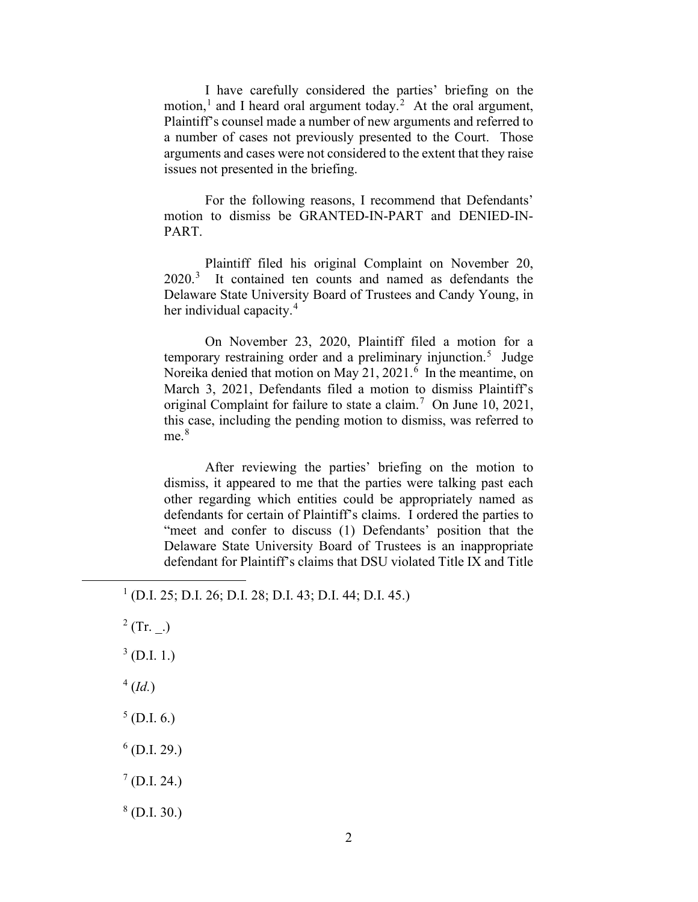I have carefully considered the parties' briefing on the motion,[1] and I heard oral argument today.[2] At the oral argument, Plaintiff's counsel made a number of new arguments and referred to a number of cases not previously presented to the Court. Those arguments and cases were not considered to the extent that they raise issues not presented in the briefing.

For the following reasons, I recommend that Defendants' motion to dismiss be GRANTED-IN-PART and DENIED-IN-PART.

Plaintiff filed his original Complaint on November 20, 2020.[3] It contained ten counts and named as defendants the Delaware State University Board of Trustees and Candy Young, in her individual capacity.[4]

On November 23, 2020, Plaintiff filed a motion for a temporary restraining order and a preliminary injunction.[5] Judge Noreika denied that motion on May 21, 2021.[6] In the meantime, on March 3, 2021, Defendants filed a motion to dismiss Plaintiff's original Complaint for failure to state a claim.[7] On June 10, 2021, this case, including the pending motion to dismiss, was referred to me.[8]

After reviewing the parties' briefing on the motion to dismiss, it appeared to me that the parties were talking past each other regarding which entities could be appropriately named as defendants for certain of Plaintiff's claims. I ordered the parties to "meet and confer to discuss (1) Defendants' position that the Delaware State University Board of Trustees is an inappropriate defendant for Plaintiff's claims that DSU violated Title IX and Title

---

[1] (D.I. 25; D.I. 26; D.I. 28; D.I. 43; D.I. 44; D.I. 45.)

[2] (Tr. _.)

[3] (D.I. 1.)

[4] (*Id.*)

[5] (D.I. 6.)

[6] (D.I. 29.)

[7] (D.I. 24.)

[8] (D.I. 30.)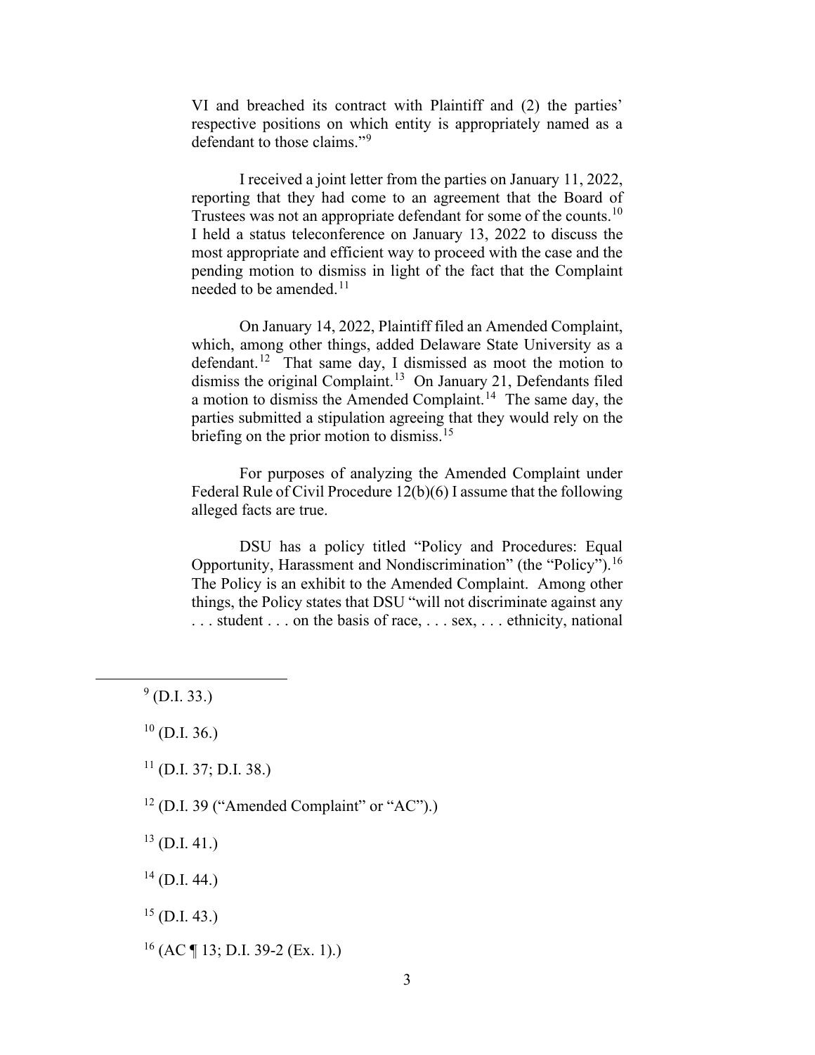VI and breached its contract with Plaintiff and (2) the parties' respective positions on which entity is appropriately named as a defendant to those claims."[9]

I received a joint letter from the parties on January 11, 2022, reporting that they had come to an agreement that the Board of Trustees was not an appropriate defendant for some of the counts.[10] I held a status teleconference on January 13, 2022 to discuss the most appropriate and efficient way to proceed with the case and the pending motion to dismiss in light of the fact that the Complaint needed to be amended.[11]

On January 14, 2022, Plaintiff filed an Amended Complaint, which, among other things, added Delaware State University as a defendant.[12] That same day, I dismissed as moot the motion to dismiss the original Complaint.[13] On January 21, Defendants filed a motion to dismiss the Amended Complaint.[14] The same day, the parties submitted a stipulation agreeing that they would rely on the briefing on the prior motion to dismiss.[15]

For purposes of analyzing the Amended Complaint under Federal Rule of Civil Procedure 12(b)(6) I assume that the following alleged facts are true.

DSU has a policy titled "Policy and Procedures: Equal Opportunity, Harassment and Nondiscrimination" (the "Policy").[16] The Policy is an exhibit to the Amended Complaint. Among other things, the Policy states that DSU "will not discriminate against any . . . student . . . on the basis of race, . . . sex, . . . ethnicity, national

---

[9] (D.I. 33.)

[10] (D.I. 36.)

[11] (D.I. 37; D.I. 38.)

[12] (D.I. 39 ("Amended Complaint" or "AC").)

[13] (D.I. 41.)

[14] (D.I. 44.)

[15] (D.I. 43.)

[16] (AC ¶ 13; D.I. 39-2 (Ex. 1).)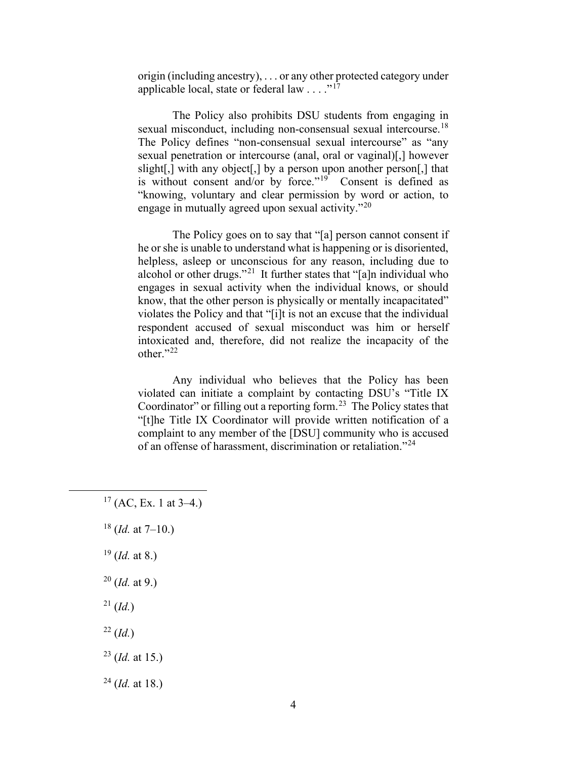origin (including ancestry), . . . or any other protected category under applicable local, state or federal law . . . ."[17]

The Policy also prohibits DSU students from engaging in sexual misconduct, including non-consensual sexual intercourse.[18] The Policy defines "non-consensual sexual intercourse" as "any sexual penetration or intercourse (anal, oral or vaginal)[,] however slight[,] with any object[,] by a person upon another person[,] that is without consent and/or by force."[19] Consent is defined as "knowing, voluntary and clear permission by word or action, to engage in mutually agreed upon sexual activity."[20]

The Policy goes on to say that "[a] person cannot consent if he or she is unable to understand what is happening or is disoriented, helpless, asleep or unconscious for any reason, including due to alcohol or other drugs."[21] It further states that "[a]n individual who engages in sexual activity when the individual knows, or should know, that the other person is physically or mentally incapacitated" violates the Policy and that "[i]t is not an excuse that the individual respondent accused of sexual misconduct was him or herself intoxicated and, therefore, did not realize the incapacity of the other."[22]

Any individual who believes that the Policy has been violated can initiate a complaint by contacting DSU's "Title IX Coordinator" or filling out a reporting form.[23] The Policy states that "[t]he Title IX Coordinator will provide written notification of a complaint to any member of the [DSU] community who is accused of an offense of harassment, discrimination or retaliation."[24]

---

[17] (AC, Ex. 1 at 3–4.)

[18] (*Id.* at 7–10.)

[19] (*Id.* at 8.)

[20] (*Id.* at 9.)

[21] (*Id.*)

[22] (*Id.*)

[23] (*Id.* at 15.)

[24] (*Id.* at 18.)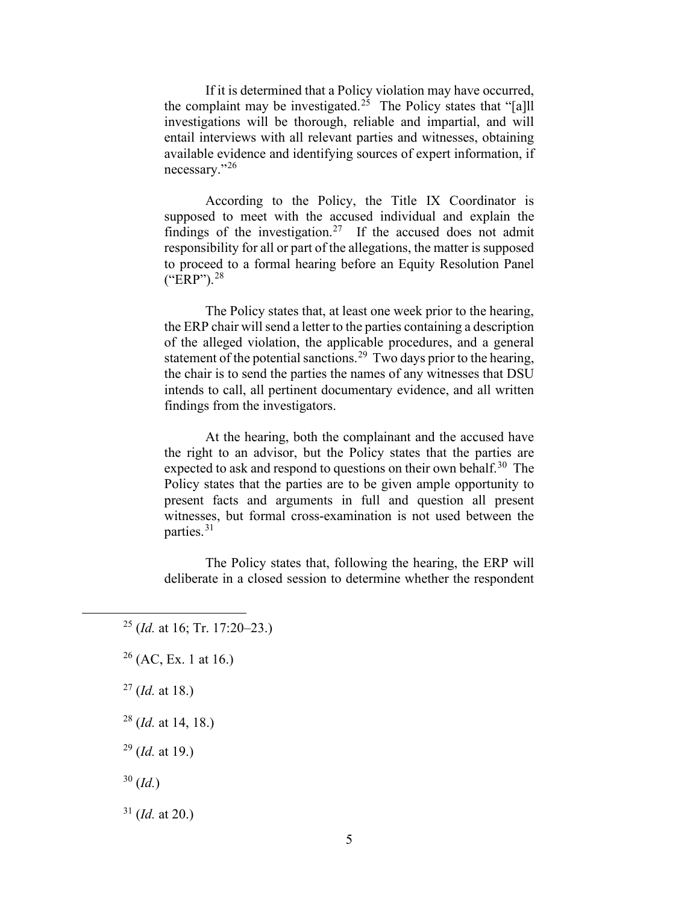If it is determined that a Policy violation may have occurred, the complaint may be investigated.[25] The Policy states that "[a]ll investigations will be thorough, reliable and impartial, and will entail interviews with all relevant parties and witnesses, obtaining available evidence and identifying sources of expert information, if necessary."[26]

According to the Policy, the Title IX Coordinator is supposed to meet with the accused individual and explain the findings of the investigation.[27] If the accused does not admit responsibility for all or part of the allegations, the matter is supposed to proceed to a formal hearing before an Equity Resolution Panel ("ERP").[28]

The Policy states that, at least one week prior to the hearing, the ERP chair will send a letter to the parties containing a description of the alleged violation, the applicable procedures, and a general statement of the potential sanctions.[29] Two days prior to the hearing, the chair is to send the parties the names of any witnesses that DSU intends to call, all pertinent documentary evidence, and all written findings from the investigators.

At the hearing, both the complainant and the accused have the right to an advisor, but the Policy states that the parties are expected to ask and respond to questions on their own behalf.[30] The Policy states that the parties are to be given ample opportunity to present facts and arguments in full and question all present witnesses, but formal cross-examination is not used between the parties.[31]

The Policy states that, following the hearing, the ERP will deliberate in a closed session to determine whether the respondent

---

[25] (*Id.* at 16; Tr. 17:20–23.)

[26] (AC, Ex. 1 at 16.)

[27] (*Id.* at 18.)

[28] (*Id.* at 14, 18.)

[29] (*Id.* at 19.)

[30] (*Id.*)

[31] (*Id.* at 20.)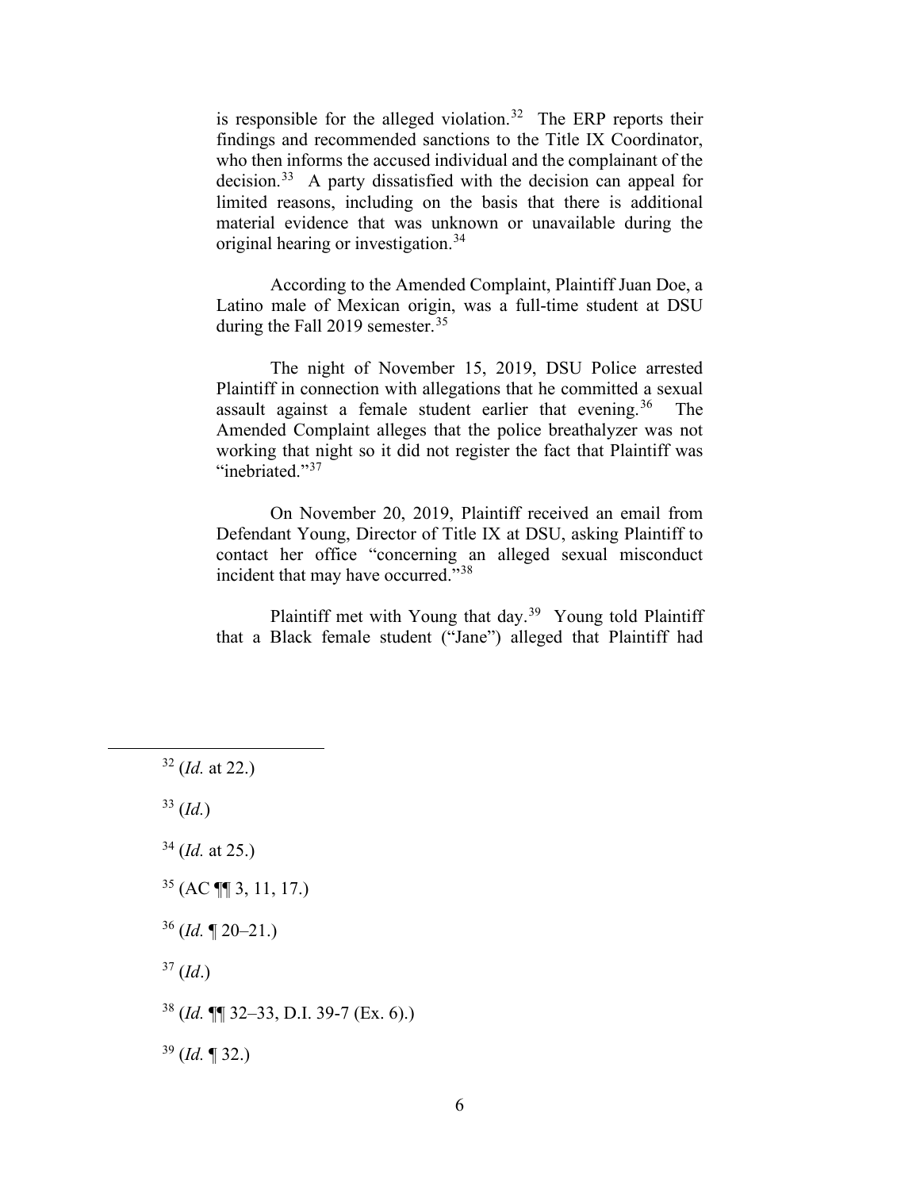is responsible for the alleged violation.[32] The ERP reports their findings and recommended sanctions to the Title IX Coordinator, who then informs the accused individual and the complainant of the decision.[33] A party dissatisfied with the decision can appeal for limited reasons, including on the basis that there is additional material evidence that was unknown or unavailable during the original hearing or investigation.[34]

According to the Amended Complaint, Plaintiff Juan Doe, a Latino male of Mexican origin, was a full-time student at DSU during the Fall 2019 semester.[35]

The night of November 15, 2019, DSU Police arrested Plaintiff in connection with allegations that he committed a sexual assault against a female student earlier that evening.[36] The Amended Complaint alleges that the police breathalyzer was not working that night so it did not register the fact that Plaintiff was "inebriated."[37]

On November 20, 2019, Plaintiff received an email from Defendant Young, Director of Title IX at DSU, asking Plaintiff to contact her office "concerning an alleged sexual misconduct incident that may have occurred."[38]

Plaintiff met with Young that day.[39] Young told Plaintiff that a Black female student ("Jane") alleged that Plaintiff had

---

[32] (*Id.* at 22.)

[33] (*Id.*)

[34] (*Id.* at 25.)

[35] (AC ¶¶ 3, 11, 17.)

[36] (*Id.* ¶ 20–21.)

[37] (*Id.*)

[38] (*Id.* ¶¶ 32–33, D.I. 39-7 (Ex. 6).)

[39] (*Id.* ¶ 32.)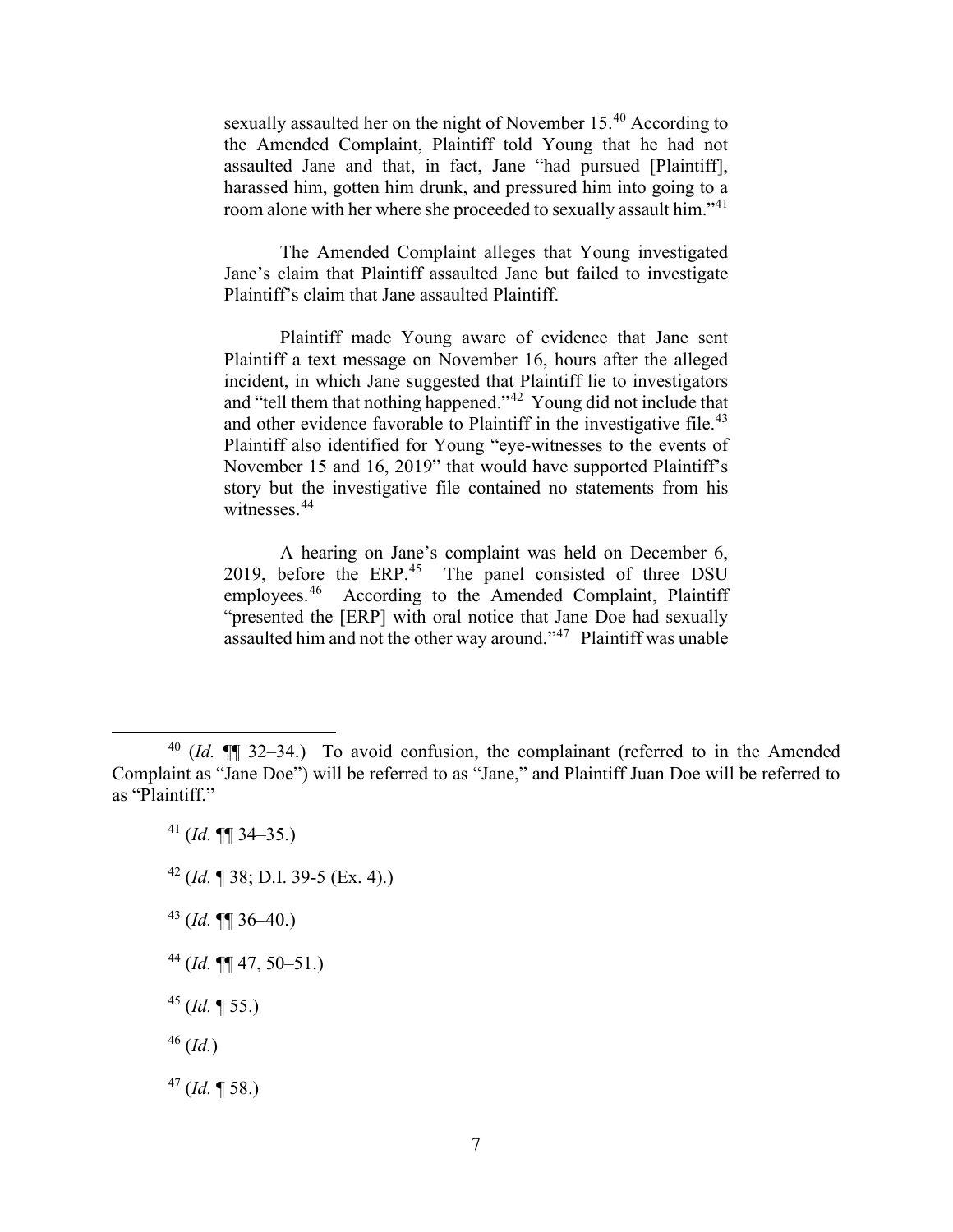sexually assaulted her on the night of November 15.[40] According to the Amended Complaint, Plaintiff told Young that he had not assaulted Jane and that, in fact, Jane "had pursued [Plaintiff], harassed him, gotten him drunk, and pressured him into going to a room alone with her where she proceeded to sexually assault him."[41]

The Amended Complaint alleges that Young investigated Jane's claim that Plaintiff assaulted Jane but failed to investigate Plaintiff's claim that Jane assaulted Plaintiff.

Plaintiff made Young aware of evidence that Jane sent Plaintiff a text message on November 16, hours after the alleged incident, in which Jane suggested that Plaintiff lie to investigators and "tell them that nothing happened."[42] Young did not include that and other evidence favorable to Plaintiff in the investigative file.[43] Plaintiff also identified for Young "eye-witnesses to the events of November 15 and 16, 2019" that would have supported Plaintiff's story but the investigative file contained no statements from his witnesses.[44]

A hearing on Jane's complaint was held on December 6, 2019, before the ERP.[45] The panel consisted of three DSU employees.[46] According to the Amended Complaint, Plaintiff "presented the [ERP] with oral notice that Jane Doe had sexually assaulted him and not the other way around."[47] Plaintiff was unable

---

[40] (*Id.* ¶¶ 32–34.) To avoid confusion, the complainant (referred to in the Amended Complaint as "Jane Doe") will be referred to as "Jane," and Plaintiff Juan Doe will be referred to as "Plaintiff."

[41] (*Id.* ¶¶ 34–35.)

[42] (*Id.* ¶ 38; D.I. 39-5 (Ex. 4).)

[43] (*Id.* ¶¶ 36–40.)

[44] (*Id.* ¶¶ 47, 50–51.)

[45] (*Id.* ¶ 55.)

[46] (*Id.*)

[47] (*Id.* ¶ 58.)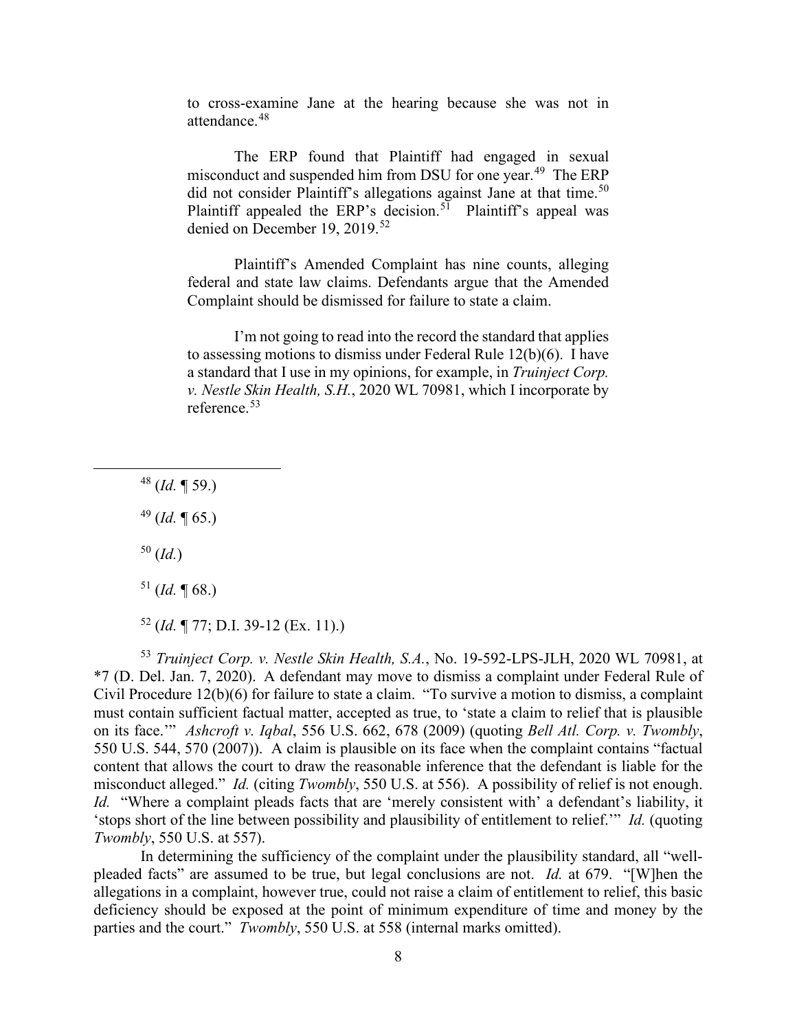to cross-examine Jane at the hearing because she was not in attendance.[48]

The ERP found that Plaintiff had engaged in sexual misconduct and suspended him from DSU for one year.[49] The ERP did not consider Plaintiff's allegations against Jane at that time.[50] Plaintiff appealed the ERP's decision.[51] Plaintiff's appeal was denied on December 19, 2019.[52]

Plaintiff's Amended Complaint has nine counts, alleging federal and state law claims. Defendants argue that the Amended Complaint should be dismissed for failure to state a claim.

I'm not going to read into the record the standard that applies to assessing motions to dismiss under Federal Rule 12(b)(6). I have a standard that I use in my opinions, for example, in *Truinject Corp. v. Nestle Skin Health, S.H.*, 2020 WL 70981, which I incorporate by reference.[53]

---

[48] (*Id.* ¶ 59.)

[49] (*Id.* ¶ 65.)

[50] (*Id.*)

[51] (*Id.* ¶ 68.)

[52] (*Id.* ¶ 77; D.I. 39-12 (Ex. 11).)

[53] *Truinject Corp. v. Nestle Skin Health, S.A.*, No. 19-592-LPS-JLH, 2020 WL 70981, at *7 (D. Del. Jan. 7, 2020). A defendant may move to dismiss a complaint under Federal Rule of Civil Procedure 12(b)(6) for failure to state a claim. "To survive a motion to dismiss, a complaint must contain sufficient factual matter, accepted as true, to 'state a claim to relief that is plausible on its face.'" *Ashcroft v. Iqbal*, 556 U.S. 662, 678 (2009) (quoting *Bell Atl. Corp. v. Twombly*, 550 U.S. 544, 570 (2007)). A claim is plausible on its face when the complaint contains "factual content that allows the court to draw the reasonable inference that the defendant is liable for the misconduct alleged." *Id.* (citing *Twombly*, 550 U.S. at 556). A possibility of relief is not enough. *Id.* "Where a complaint pleads facts that are 'merely consistent with' a defendant's liability, it 'stops short of the line between possibility and plausibility of entitlement to relief.'" *Id.* (quoting *Twombly*, 550 U.S. at 557).

In determining the sufficiency of the complaint under the plausibility standard, all "well-pleaded facts" are assumed to be true, but legal conclusions are not. *Id.* at 679. "[W]hen the allegations in a complaint, however true, could not raise a claim of entitlement to relief, this basic deficiency should be exposed at the point of minimum expenditure of time and money by the parties and the court." *Twombly*, 550 U.S. at 558 (internal marks omitted).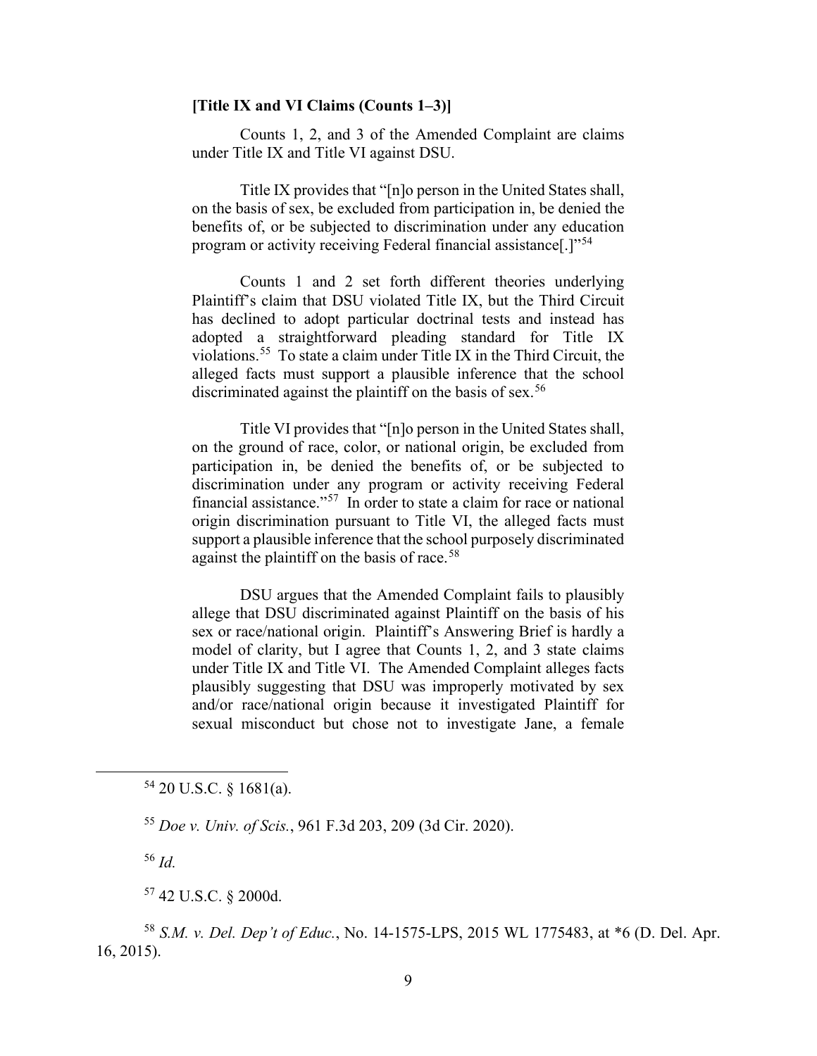**[Title IX and VI Claims (Counts 1–3)]**

Counts 1, 2, and 3 of the Amended Complaint are claims under Title IX and Title VI against DSU.

Title IX provides that "[n]o person in the United States shall, on the basis of sex, be excluded from participation in, be denied the benefits of, or be subjected to discrimination under any education program or activity receiving Federal financial assistance[.]"[54]

Counts 1 and 2 set forth different theories underlying Plaintiff's claim that DSU violated Title IX, but the Third Circuit has declined to adopt particular doctrinal tests and instead has adopted a straightforward pleading standard for Title IX violations.[55] To state a claim under Title IX in the Third Circuit, the alleged facts must support a plausible inference that the school discriminated against the plaintiff on the basis of sex.[56]

Title VI provides that "[n]o person in the United States shall, on the ground of race, color, or national origin, be excluded from participation in, be denied the benefits of, or be subjected to discrimination under any program or activity receiving Federal financial assistance."[57] In order to state a claim for race or national origin discrimination pursuant to Title VI, the alleged facts must support a plausible inference that the school purposely discriminated against the plaintiff on the basis of race.[58]

DSU argues that the Amended Complaint fails to plausibly allege that DSU discriminated against Plaintiff on the basis of his sex or race/national origin. Plaintiff's Answering Brief is hardly a model of clarity, but I agree that Counts 1, 2, and 3 state claims under Title IX and Title VI. The Amended Complaint alleges facts plausibly suggesting that DSU was improperly motivated by sex and/or race/national origin because it investigated Plaintiff for sexual misconduct but chose not to investigate Jane, a female

---

[54] 20 U.S.C. § 1681(a).

[55] *Doe v. Univ. of Scis.*, 961 F.3d 203, 209 (3d Cir. 2020).

[56] *Id.*

[57] 42 U.S.C. § 2000d.

[58] *S.M. v. Del. Dep't of Educ.*, No. 14-1575-LPS, 2015 WL 1775483, at *6 (D. Del. Apr. 16, 2015).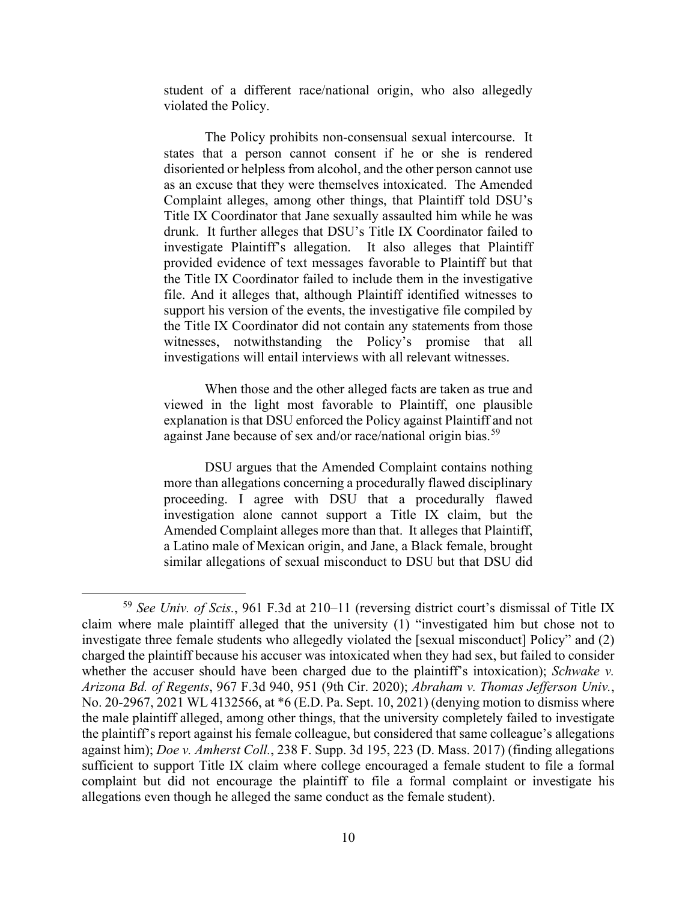student of a different race/national origin, who also allegedly violated the Policy.

The Policy prohibits non-consensual sexual intercourse. It states that a person cannot consent if he or she is rendered disoriented or helpless from alcohol, and the other person cannot use as an excuse that they were themselves intoxicated. The Amended Complaint alleges, among other things, that Plaintiff told DSU's Title IX Coordinator that Jane sexually assaulted him while he was drunk. It further alleges that DSU's Title IX Coordinator failed to investigate Plaintiff's allegation. It also alleges that Plaintiff provided evidence of text messages favorable to Plaintiff but that the Title IX Coordinator failed to include them in the investigative file. And it alleges that, although Plaintiff identified witnesses to support his version of the events, the investigative file compiled by the Title IX Coordinator did not contain any statements from those witnesses, notwithstanding the Policy's promise that all investigations will entail interviews with all relevant witnesses.

When those and the other alleged facts are taken as true and viewed in the light most favorable to Plaintiff, one plausible explanation is that DSU enforced the Policy against Plaintiff and not against Jane because of sex and/or race/national origin bias.[59]

DSU argues that the Amended Complaint contains nothing more than allegations concerning a procedurally flawed disciplinary proceeding. I agree with DSU that a procedurally flawed investigation alone cannot support a Title IX claim, but the Amended Complaint alleges more than that. It alleges that Plaintiff, a Latino male of Mexican origin, and Jane, a Black female, brought similar allegations of sexual misconduct to DSU but that DSU did

---

[59] *See Univ. of Scis.*, 961 F.3d at 210–11 (reversing district court's dismissal of Title IX claim where male plaintiff alleged that the university (1) "investigated him but chose not to investigate three female students who allegedly violated the [sexual misconduct] Policy" and (2) charged the plaintiff because his accuser was intoxicated when they had sex, but failed to consider whether the accuser should have been charged due to the plaintiff's intoxication); *Schwake v. Arizona Bd. of Regents*, 967 F.3d 940, 951 (9th Cir. 2020); *Abraham v. Thomas Jefferson Univ.*, No. 20-2967, 2021 WL 4132566, at *6 (E.D. Pa. Sept. 10, 2021) (denying motion to dismiss where the male plaintiff alleged, among other things, that the university completely failed to investigate the plaintiff's report against his female colleague, but considered that same colleague's allegations against him); *Doe v. Amherst Coll.*, 238 F. Supp. 3d 195, 223 (D. Mass. 2017) (finding allegations sufficient to support Title IX claim where college encouraged a female student to file a formal complaint but did not encourage the plaintiff to file a formal complaint or investigate his allegations even though he alleged the same conduct as the female student).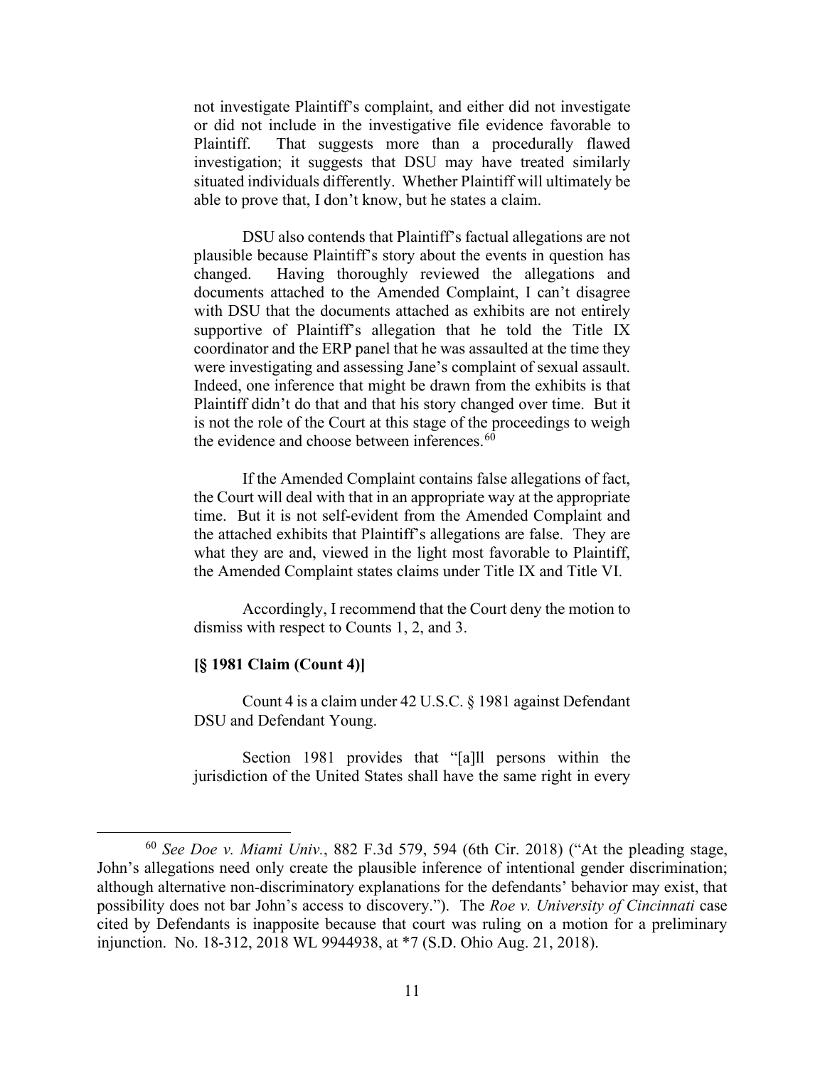not investigate Plaintiff's complaint, and either did not investigate or did not include in the investigative file evidence favorable to Plaintiff. That suggests more than a procedurally flawed investigation; it suggests that DSU may have treated similarly situated individuals differently. Whether Plaintiff will ultimately be able to prove that, I don't know, but he states a claim.

DSU also contends that Plaintiff's factual allegations are not plausible because Plaintiff's story about the events in question has changed. Having thoroughly reviewed the allegations and documents attached to the Amended Complaint, I can't disagree with DSU that the documents attached as exhibits are not entirely supportive of Plaintiff's allegation that he told the Title IX coordinator and the ERP panel that he was assaulted at the time they were investigating and assessing Jane's complaint of sexual assault. Indeed, one inference that might be drawn from the exhibits is that Plaintiff didn't do that and that his story changed over time. But it is not the role of the Court at this stage of the proceedings to weigh the evidence and choose between inferences.[60]

If the Amended Complaint contains false allegations of fact, the Court will deal with that in an appropriate way at the appropriate time. But it is not self-evident from the Amended Complaint and the attached exhibits that Plaintiff's allegations are false. They are what they are and, viewed in the light most favorable to Plaintiff, the Amended Complaint states claims under Title IX and Title VI.

Accordingly, I recommend that the Court deny the motion to dismiss with respect to Counts 1, 2, and 3.

**[§ 1981 Claim (Count 4)]**

Count 4 is a claim under 42 U.S.C. § 1981 against Defendant DSU and Defendant Young.

Section 1981 provides that "[a]ll persons within the jurisdiction of the United States shall have the same right in every

[60] *See Doe v. Miami Univ.*, 882 F.3d 579, 594 (6th Cir. 2018) ("At the pleading stage, John's allegations need only create the plausible inference of intentional gender discrimination; although alternative non-discriminatory explanations for the defendants' behavior may exist, that possibility does not bar John's access to discovery."). The *Roe v. University of Cincinnati* case cited by Defendants is inapposite because that court was ruling on a motion for a preliminary injunction. No. 18-312, 2018 WL 9944938, at *7 (S.D. Ohio Aug. 21, 2018).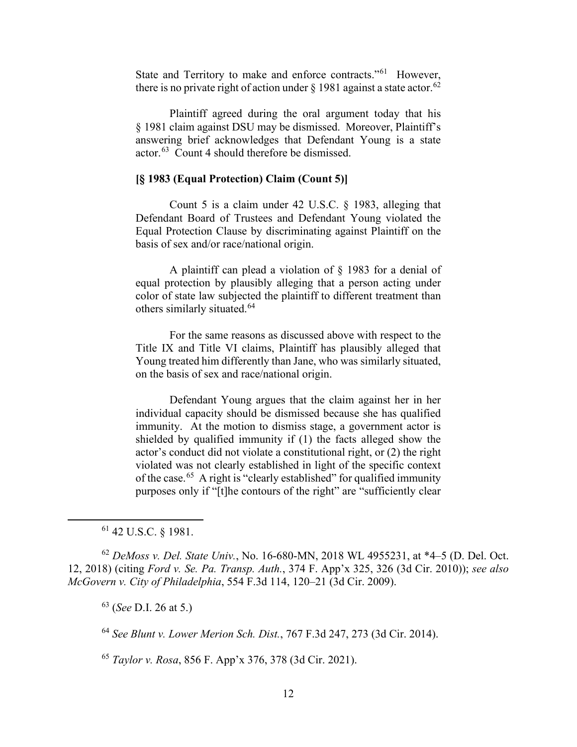State and Territory to make and enforce contracts."[61] However, there is no private right of action under § 1981 against a state actor.[62]

Plaintiff agreed during the oral argument today that his § 1981 claim against DSU may be dismissed. Moreover, Plaintiff's answering brief acknowledges that Defendant Young is a state actor.[63] Count 4 should therefore be dismissed.

**[§ 1983 (Equal Protection) Claim (Count 5)]**

Count 5 is a claim under 42 U.S.C. § 1983, alleging that Defendant Board of Trustees and Defendant Young violated the Equal Protection Clause by discriminating against Plaintiff on the basis of sex and/or race/national origin.

A plaintiff can plead a violation of § 1983 for a denial of equal protection by plausibly alleging that a person acting under color of state law subjected the plaintiff to different treatment than others similarly situated.[64]

For the same reasons as discussed above with respect to the Title IX and Title VI claims, Plaintiff has plausibly alleged that Young treated him differently than Jane, who was similarly situated, on the basis of sex and race/national origin.

Defendant Young argues that the claim against her in her individual capacity should be dismissed because she has qualified immunity. At the motion to dismiss stage, a government actor is shielded by qualified immunity if (1) the facts alleged show the actor's conduct did not violate a constitutional right, or (2) the right violated was not clearly established in light of the specific context of the case.[65] A right is "clearly established" for qualified immunity purposes only if "[t]he contours of the right" are "sufficiently clear

---

[61] 42 U.S.C. § 1981.

[62] *DeMoss v. Del. State Univ.*, No. 16-680-MN, 2018 WL 4955231, at *4–5 (D. Del. Oct. 12, 2018) (citing *Ford v. Se. Pa. Transp. Auth.*, 374 F. App'x 325, 326 (3d Cir. 2010)); *see also McGovern v. City of Philadelphia*, 554 F.3d 114, 120–21 (3d Cir. 2009).

[63] (*See* D.I. 26 at 5.)

[64] *See Blunt v. Lower Merion Sch. Dist.*, 767 F.3d 247, 273 (3d Cir. 2014).

[65] *Taylor v. Rosa*, 856 F. App'x 376, 378 (3d Cir. 2021).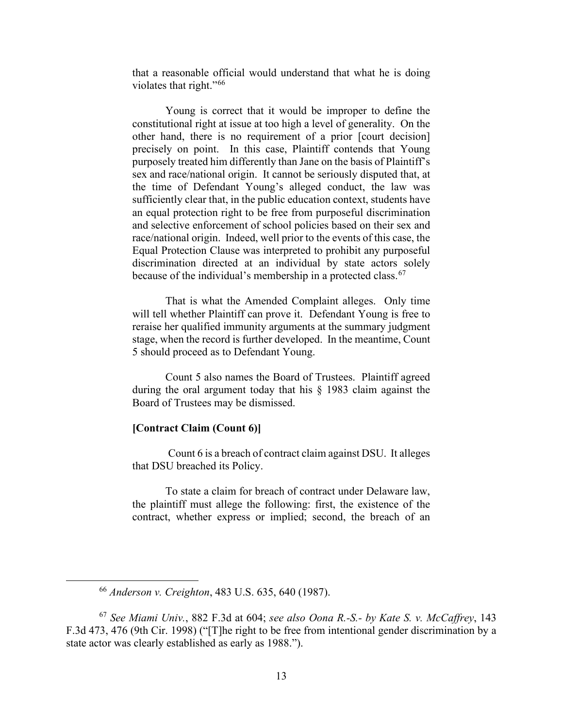that a reasonable official would understand that what he is doing violates that right."[66]

Young is correct that it would be improper to define the constitutional right at issue at too high a level of generality. On the other hand, there is no requirement of a prior [court decision] precisely on point. In this case, Plaintiff contends that Young purposely treated him differently than Jane on the basis of Plaintiff's sex and race/national origin. It cannot be seriously disputed that, at the time of Defendant Young's alleged conduct, the law was sufficiently clear that, in the public education context, students have an equal protection right to be free from purposeful discrimination and selective enforcement of school policies based on their sex and race/national origin. Indeed, well prior to the events of this case, the Equal Protection Clause was interpreted to prohibit any purposeful discrimination directed at an individual by state actors solely because of the individual's membership in a protected class.[67]

That is what the Amended Complaint alleges. Only time will tell whether Plaintiff can prove it. Defendant Young is free to reraise her qualified immunity arguments at the summary judgment stage, when the record is further developed. In the meantime, Count 5 should proceed as to Defendant Young.

Count 5 also names the Board of Trustees. Plaintiff agreed during the oral argument today that his § 1983 claim against the Board of Trustees may be dismissed.

**[Contract Claim (Count 6)]**

Count 6 is a breach of contract claim against DSU. It alleges that DSU breached its Policy.

To state a claim for breach of contract under Delaware law, the plaintiff must allege the following: first, the existence of the contract, whether express or implied; second, the breach of an

---

[66] *Anderson v. Creighton*, 483 U.S. 635, 640 (1987).

[67] *See Miami Univ.*, 882 F.3d at 604; *see also Oona R.-S.- by Kate S. v. McCaffrey*, 143 F.3d 473, 476 (9th Cir. 1998) ("[T]he right to be free from intentional gender discrimination by a state actor was clearly established as early as 1988.").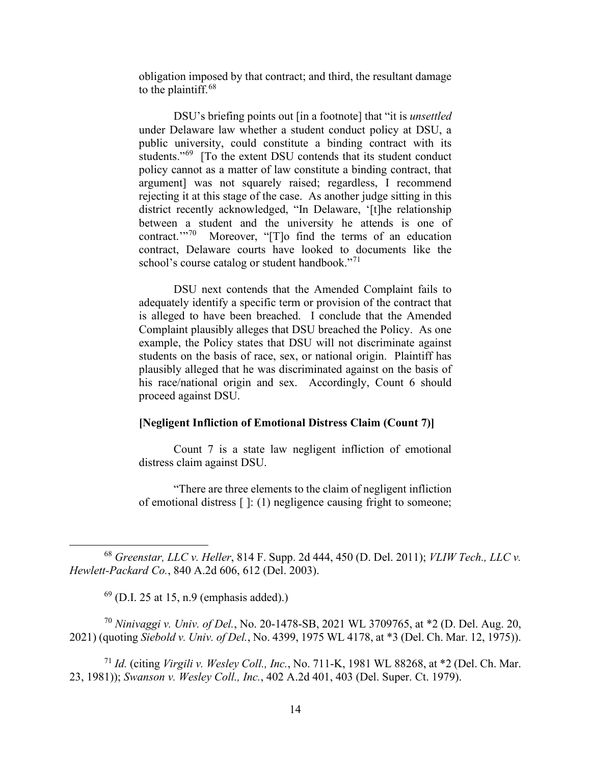obligation imposed by that contract; and third, the resultant damage to the plaintiff.[68]

DSU's briefing points out [in a footnote] that "it is *unsettled* under Delaware law whether a student conduct policy at DSU, a public university, could constitute a binding contract with its students."[69] [To the extent DSU contends that its student conduct policy cannot as a matter of law constitute a binding contract, that argument] was not squarely raised; regardless, I recommend rejecting it at this stage of the case. As another judge sitting in this district recently acknowledged, "In Delaware, '[t]he relationship between a student and the university he attends is one of contract.'"[70] Moreover, "[T]o find the terms of an education contract, Delaware courts have looked to documents like the school's course catalog or student handbook."[71]

DSU next contends that the Amended Complaint fails to adequately identify a specific term or provision of the contract that is alleged to have been breached. I conclude that the Amended Complaint plausibly alleges that DSU breached the Policy. As one example, the Policy states that DSU will not discriminate against students on the basis of race, sex, or national origin. Plaintiff has plausibly alleged that he was discriminated against on the basis of his race/national origin and sex. Accordingly, Count 6 should proceed against DSU.

**[Negligent Infliction of Emotional Distress Claim (Count 7)]**

Count 7 is a state law negligent infliction of emotional distress claim against DSU.

"There are three elements to the claim of negligent infliction of emotional distress [ ]: (1) negligence causing fright to someone;

---

[68] *Greenstar, LLC v. Heller*, 814 F. Supp. 2d 444, 450 (D. Del. 2011); *VLIW Tech., LLC v. Hewlett-Packard Co.*, 840 A.2d 606, 612 (Del. 2003).

[69] (D.I. 25 at 15, n.9 (emphasis added).)

[70] *Ninivaggi v. Univ. of Del.*, No. 20-1478-SB, 2021 WL 3709765, at *2 (D. Del. Aug. 20, 2021) (quoting *Siebold v. Univ. of Del.*, No. 4399, 1975 WL 4178, at *3 (Del. Ch. Mar. 12, 1975)).

[71] *Id.* (citing *Virgili v. Wesley Coll., Inc.*, No. 711-K, 1981 WL 88268, at *2 (Del. Ch. Mar. 23, 1981)); *Swanson v. Wesley Coll., Inc.*, 402 A.2d 401, 403 (Del. Super. Ct. 1979).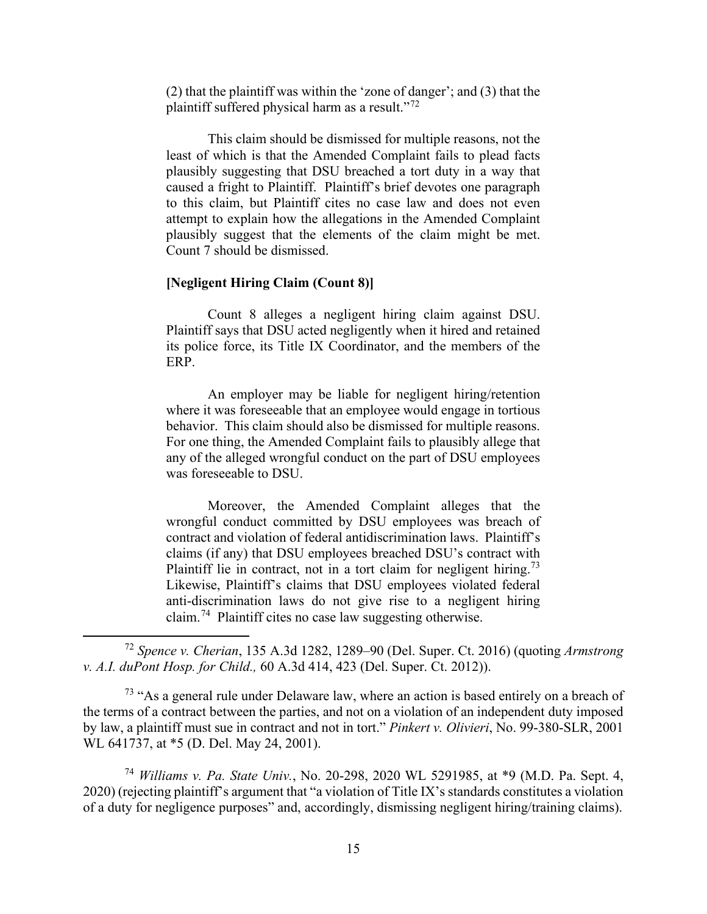(2) that the plaintiff was within the 'zone of danger'; and (3) that the plaintiff suffered physical harm as a result."[72]

This claim should be dismissed for multiple reasons, not the least of which is that the Amended Complaint fails to plead facts plausibly suggesting that DSU breached a tort duty in a way that caused a fright to Plaintiff. Plaintiff's brief devotes one paragraph to this claim, but Plaintiff cites no case law and does not even attempt to explain how the allegations in the Amended Complaint plausibly suggest that the elements of the claim might be met. Count 7 should be dismissed.

**[Negligent Hiring Claim (Count 8)]**

Count 8 alleges a negligent hiring claim against DSU. Plaintiff says that DSU acted negligently when it hired and retained its police force, its Title IX Coordinator, and the members of the ERP.

An employer may be liable for negligent hiring/retention where it was foreseeable that an employee would engage in tortious behavior. This claim should also be dismissed for multiple reasons. For one thing, the Amended Complaint fails to plausibly allege that any of the alleged wrongful conduct on the part of DSU employees was foreseeable to DSU.

Moreover, the Amended Complaint alleges that the wrongful conduct committed by DSU employees was breach of contract and violation of federal antidiscrimination laws. Plaintiff's claims (if any) that DSU employees breached DSU's contract with Plaintiff lie in contract, not in a tort claim for negligent hiring.[73] Likewise, Plaintiff's claims that DSU employees violated federal anti-discrimination laws do not give rise to a negligent hiring claim.[74] Plaintiff cites no case law suggesting otherwise.

---

[72] *Spence v. Cherian*, 135 A.3d 1282, 1289–90 (Del. Super. Ct. 2016) (quoting *Armstrong v. A.I. duPont Hosp. for Child.,* 60 A.3d 414, 423 (Del. Super. Ct. 2012)).

[73] "As a general rule under Delaware law, where an action is based entirely on a breach of the terms of a contract between the parties, and not on a violation of an independent duty imposed by law, a plaintiff must sue in contract and not in tort." *Pinkert v. Olivieri*, No. 99-380-SLR, 2001 WL 641737, at *5 (D. Del. May 24, 2001).

[74] *Williams v. Pa. State Univ.*, No. 20-298, 2020 WL 5291985, at *9 (M.D. Pa. Sept. 4, 2020) (rejecting plaintiff's argument that "a violation of Title IX's standards constitutes a violation of a duty for negligence purposes" and, accordingly, dismissing negligent hiring/training claims).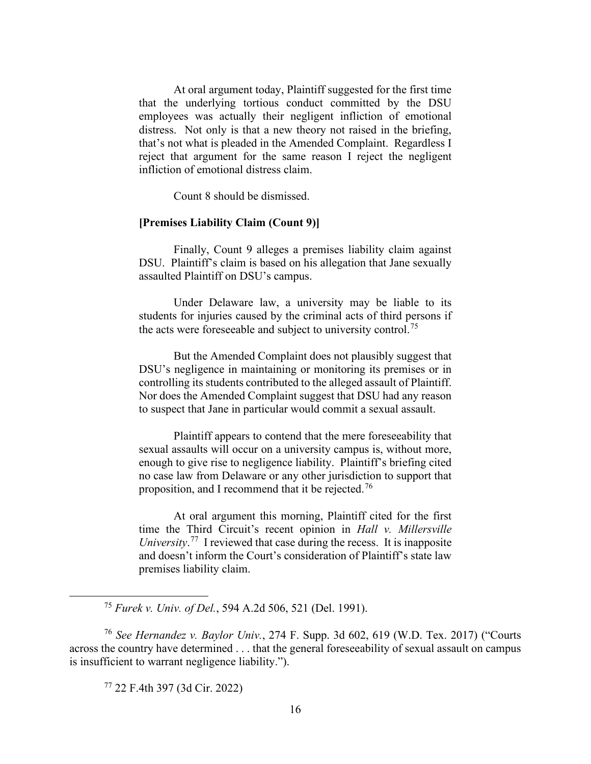At oral argument today, Plaintiff suggested for the first time that the underlying tortious conduct committed by the DSU employees was actually their negligent infliction of emotional distress. Not only is that a new theory not raised in the briefing, that's not what is pleaded in the Amended Complaint. Regardless I reject that argument for the same reason I reject the negligent infliction of emotional distress claim.

Count 8 should be dismissed.

**[Premises Liability Claim (Count 9)]**

Finally, Count 9 alleges a premises liability claim against DSU. Plaintiff's claim is based on his allegation that Jane sexually assaulted Plaintiff on DSU's campus.

Under Delaware law, a university may be liable to its students for injuries caused by the criminal acts of third persons if the acts were foreseeable and subject to university control.[75]

But the Amended Complaint does not plausibly suggest that DSU's negligence in maintaining or monitoring its premises or in controlling its students contributed to the alleged assault of Plaintiff. Nor does the Amended Complaint suggest that DSU had any reason to suspect that Jane in particular would commit a sexual assault.

Plaintiff appears to contend that the mere foreseeability that sexual assaults will occur on a university campus is, without more, enough to give rise to negligence liability. Plaintiff's briefing cited no case law from Delaware or any other jurisdiction to support that proposition, and I recommend that it be rejected.[76]

At oral argument this morning, Plaintiff cited for the first time the Third Circuit's recent opinion in *Hall v. Millersville University*.[77] I reviewed that case during the recess. It is inapposite and doesn't inform the Court's consideration of Plaintiff's state law premises liability claim.

---

[75] *Furek v. Univ. of Del.*, 594 A.2d 506, 521 (Del. 1991).

[76] *See Hernandez v. Baylor Univ.*, 274 F. Supp. 3d 602, 619 (W.D. Tex. 2017) ("Courts across the country have determined . . . that the general foreseeability of sexual assault on campus is insufficient to warrant negligence liability.").

[77] 22 F.4th 397 (3d Cir. 2022)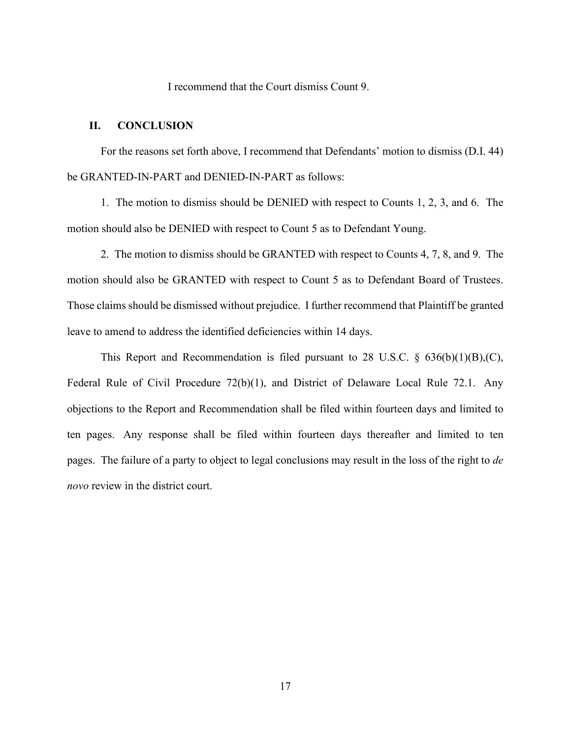I recommend that the Court dismiss Count 9.

## II. CONCLUSION

For the reasons set forth above, I recommend that Defendants' motion to dismiss (D.I. 44) be GRANTED-IN-PART and DENIED-IN-PART as follows:

1. The motion to dismiss should be DENIED with respect to Counts 1, 2, 3, and 6. The motion should also be DENIED with respect to Count 5 as to Defendant Young.

2. The motion to dismiss should be GRANTED with respect to Counts 4, 7, 8, and 9. The motion should also be GRANTED with respect to Count 5 as to Defendant Board of Trustees. Those claims should be dismissed without prejudice. I further recommend that Plaintiff be granted leave to amend to address the identified deficiencies within 14 days.

This Report and Recommendation is filed pursuant to 28 U.S.C. § 636(b)(1)(B),(C), Federal Rule of Civil Procedure 72(b)(1), and District of Delaware Local Rule 72.1. Any objections to the Report and Recommendation shall be filed within fourteen days and limited to ten pages. Any response shall be filed within fourteen days thereafter and limited to ten pages. The failure of a party to object to legal conclusions may result in the loss of the right to *de novo* review in the district court.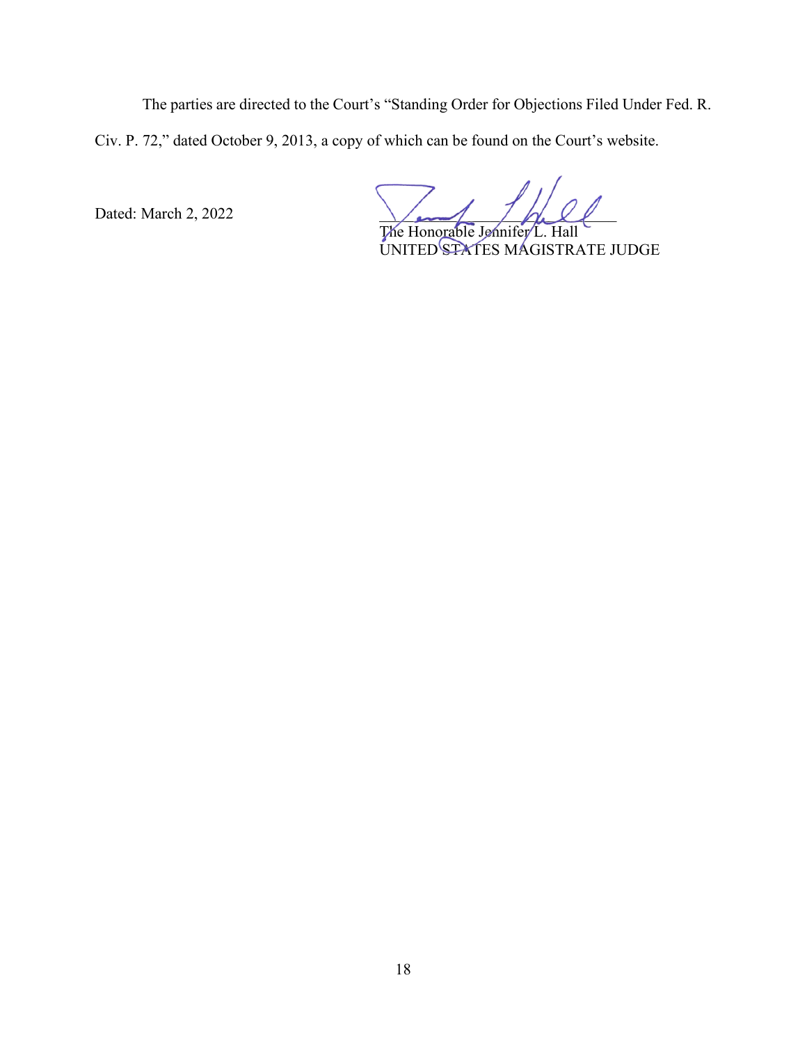The parties are directed to the Court's "Standing Order for Objections Filed Under Fed. R. Civ. P. 72," dated October 9, 2013, a copy of which can be found on the Court's website.

Dated: March 2, 2022

\_\_\_\_\_\_\_\_\_\_\_\_\_\_\_\_\_\_\_\_\_\_\_\_\_\_\_\_\_\_
The Honorable Jennifer L. Hall
UNITED STATES MAGISTRATE JUDGE